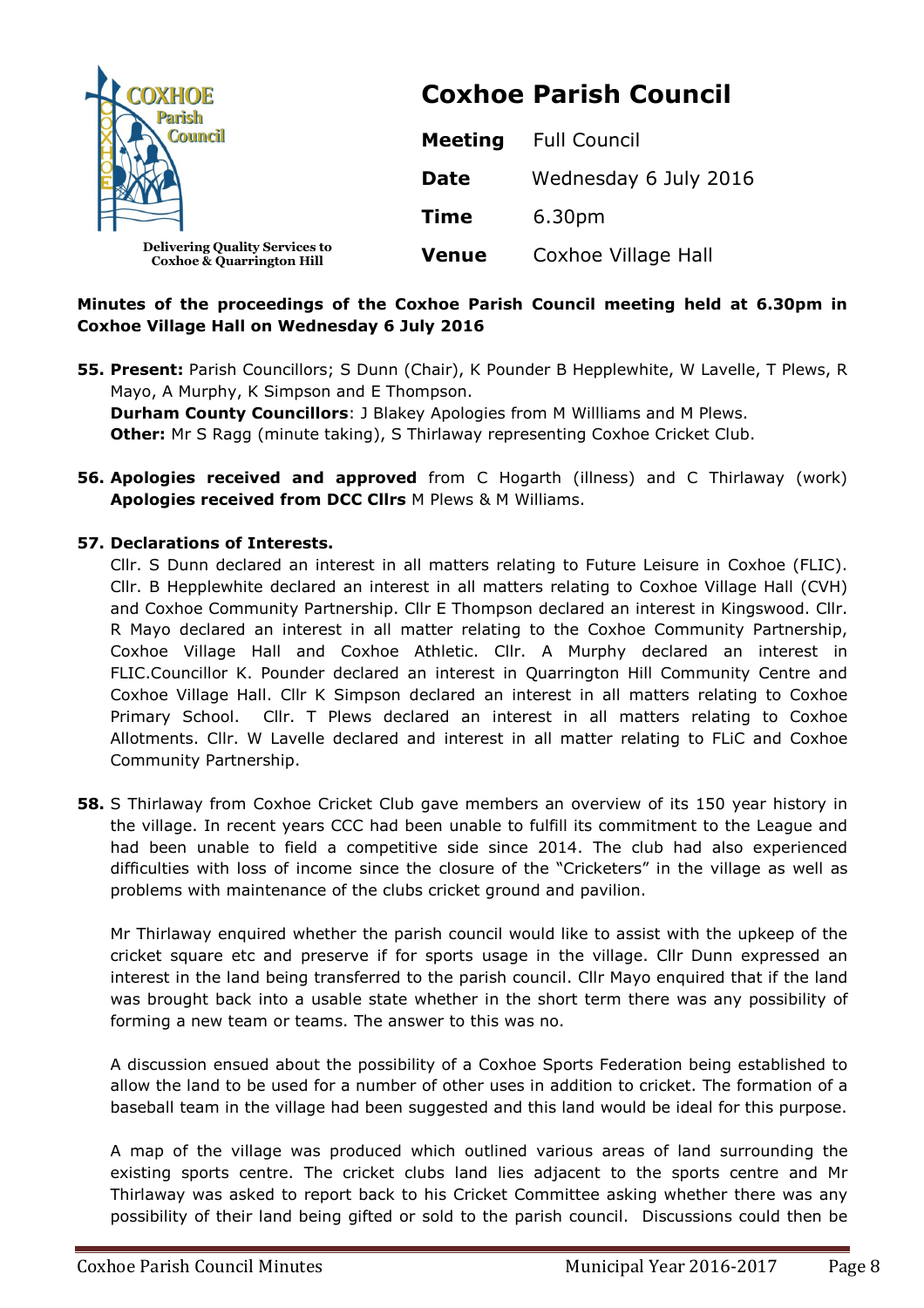# Coxhoe Parish Council

Delivering Quality Services to Coxhoe & Quarrington Hill

| | |
|---|---|
| **Meeting** | Full Council |
| **Date** | Wednesday 6 July 2016 |
| **Time** | 6.30pm |
| **Venue** | Coxhoe Village Hall |

**Minutes of the proceedings of the Coxhoe Parish Council meeting held at 6.30pm in Coxhoe Village Hall on Wednesday 6 July 2016**

**55. Present:** Parish Councillors; S Dunn (Chair), K Pounder B Hepplewhite, W Lavelle, T Plews, R Mayo, A Murphy, K Simpson and E Thompson.
**Durham County Councillors**: J Blakey Apologies from M Willliams and M Plews.
**Other:** Mr S Ragg (minute taking), S Thirlaway representing Coxhoe Cricket Club.

**56. Apologies received and approved** from C Hogarth (illness) and C Thirlaway (work) **Apologies received from DCC Cllrs** M Plews & M Williams.

**57. Declarations of Interests.**
Cllr. S Dunn declared an interest in all matters relating to Future Leisure in Coxhoe (FLIC). Cllr. B Hepplewhite declared an interest in all matters relating to Coxhoe Village Hall (CVH) and Coxhoe Community Partnership. Cllr E Thompson declared an interest in Kingswood. Cllr. R Mayo declared an interest in all matter relating to the Coxhoe Community Partnership, Coxhoe Village Hall and Coxhoe Athletic. Cllr. A Murphy declared an interest in FLIC.Councillor K. Pounder declared an interest in Quarrington Hill Community Centre and Coxhoe Village Hall. Cllr K Simpson declared an interest in all matters relating to Coxhoe Primary School. Cllr. T Plews declared an interest in all matters relating to Coxhoe Allotments. Cllr. W Lavelle declared and interest in all matter relating to FLiC and Coxhoe Community Partnership.

**58.** S Thirlaway from Coxhoe Cricket Club gave members an overview of its 150 year history in the village. In recent years CCC had been unable to fulfill its commitment to the League and had been unable to field a competitive side since 2014. The club had also experienced difficulties with loss of income since the closure of the "Cricketers" in the village as well as problems with maintenance of the clubs cricket ground and pavilion.

Mr Thirlaway enquired whether the parish council would like to assist with the upkeep of the cricket square etc and preserve if for sports usage in the village. Cllr Dunn expressed an interest in the land being transferred to the parish council. Cllr Mayo enquired that if the land was brought back into a usable state whether in the short term there was any possibility of forming a new team or teams. The answer to this was no.

A discussion ensued about the possibility of a Coxhoe Sports Federation being established to allow the land to be used for a number of other uses in addition to cricket. The formation of a baseball team in the village had been suggested and this land would be ideal for this purpose.

A map of the village was produced which outlined various areas of land surrounding the existing sports centre. The cricket clubs land lies adjacent to the sports centre and Mr Thirlaway was asked to report back to his Cricket Committee asking whether there was any possibility of their land being gifted or sold to the parish council. Discussions could then be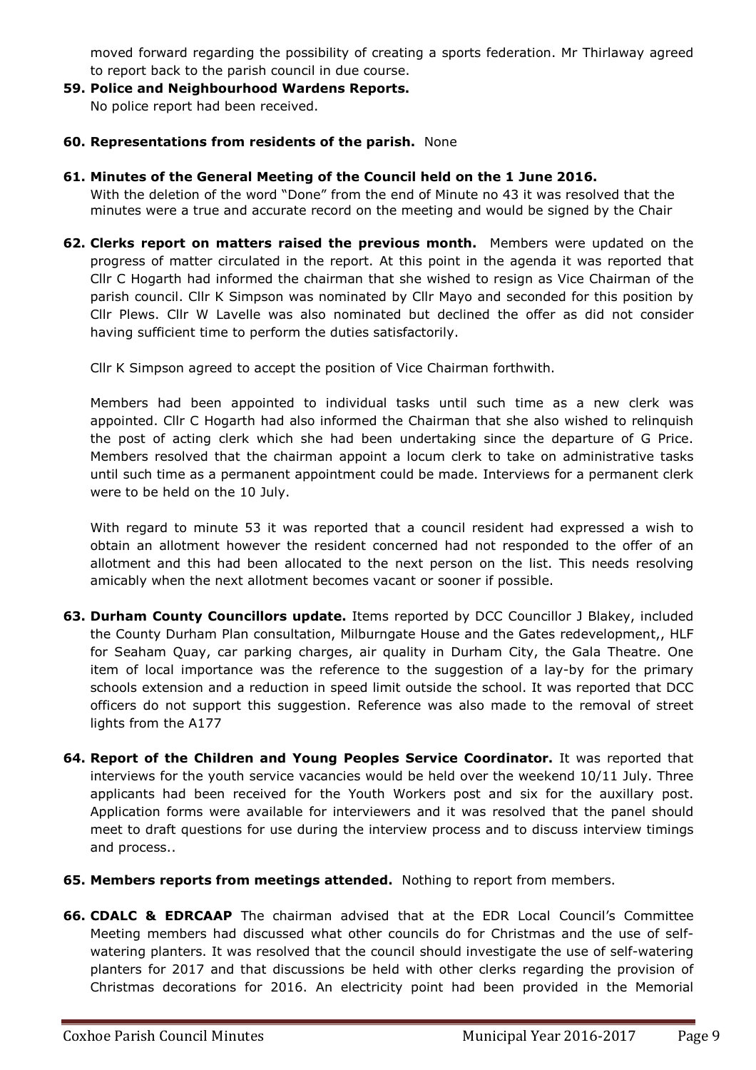moved forward regarding the possibility of creating a sports federation. Mr Thirlaway agreed to report back to the parish council in due course.

**59. Police and Neighbourhood Wardens Reports.**
No police report had been received.

**60. Representations from residents of the parish.** None

**61. Minutes of the General Meeting of the Council held on the 1 June 2016.**
With the deletion of the word "Done" from the end of Minute no 43 it was resolved that the minutes were a true and accurate record on the meeting and would be signed by the Chair

**62. Clerks report on matters raised the previous month.** Members were updated on the progress of matter circulated in the report. At this point in the agenda it was reported that Cllr C Hogarth had informed the chairman that she wished to resign as Vice Chairman of the parish council. Cllr K Simpson was nominated by Cllr Mayo and seconded for this position by Cllr Plews. Cllr W Lavelle was also nominated but declined the offer as did not consider having sufficient time to perform the duties satisfactorily.

Cllr K Simpson agreed to accept the position of Vice Chairman forthwith.

Members had been appointed to individual tasks until such time as a new clerk was appointed. Cllr C Hogarth had also informed the Chairman that she also wished to relinquish the post of acting clerk which she had been undertaking since the departure of G Price. Members resolved that the chairman appoint a locum clerk to take on administrative tasks until such time as a permanent appointment could be made. Interviews for a permanent clerk were to be held on the 10 July.

With regard to minute 53 it was reported that a council resident had expressed a wish to obtain an allotment however the resident concerned had not responded to the offer of an allotment and this had been allocated to the next person on the list. This needs resolving amicably when the next allotment becomes vacant or sooner if possible.

**63. Durham County Councillors update.** Items reported by DCC Councillor J Blakey, included the County Durham Plan consultation, Milburngate House and the Gates redevelopment,, HLF for Seaham Quay, car parking charges, air quality in Durham City, the Gala Theatre. One item of local importance was the reference to the suggestion of a lay-by for the primary schools extension and a reduction in speed limit outside the school. It was reported that DCC officers do not support this suggestion. Reference was also made to the removal of street lights from the A177

**64. Report of the Children and Young Peoples Service Coordinator.** It was reported that interviews for the youth service vacancies would be held over the weekend 10/11 July. Three applicants had been received for the Youth Workers post and six for the auxillary post. Application forms were available for interviewers and it was resolved that the panel should meet to draft questions for use during the interview process and to discuss interview timings and process..

**65. Members reports from meetings attended.** Nothing to report from members.

**66. CDALC & EDRCAAP** The chairman advised that at the EDR Local Council's Committee Meeting members had discussed what other councils do for Christmas and the use of self-watering planters. It was resolved that the council should investigate the use of self-watering planters for 2017 and that discussions be held with other clerks regarding the provision of Christmas decorations for 2016. An electricity point had been provided in the Memorial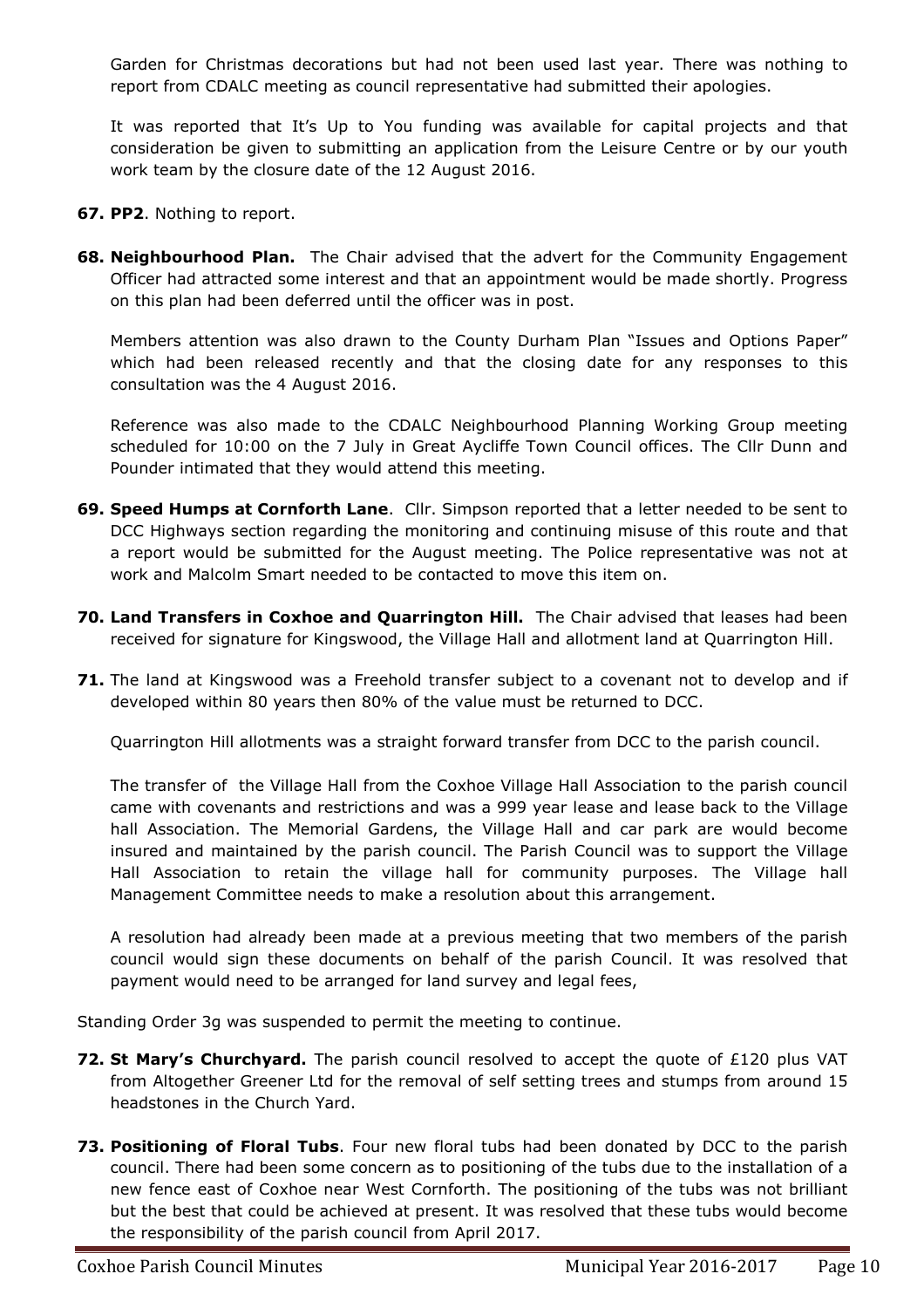Garden for Christmas decorations but had not been used last year. There was nothing to report from CDALC meeting as council representative had submitted their apologies.

It was reported that It's Up to You funding was available for capital projects and that consideration be given to submitting an application from the Leisure Centre or by our youth work team by the closure date of the 12 August 2016.

**67. PP2**. Nothing to report.

**68. Neighbourhood Plan.** The Chair advised that the advert for the Community Engagement Officer had attracted some interest and that an appointment would be made shortly. Progress on this plan had been deferred until the officer was in post.

Members attention was also drawn to the County Durham Plan "Issues and Options Paper" which had been released recently and that the closing date for any responses to this consultation was the 4 August 2016.

Reference was also made to the CDALC Neighbourhood Planning Working Group meeting scheduled for 10:00 on the 7 July in Great Aycliffe Town Council offices. The Cllr Dunn and Pounder intimated that they would attend this meeting.

**69. Speed Humps at Cornforth Lane**. Cllr. Simpson reported that a letter needed to be sent to DCC Highways section regarding the monitoring and continuing misuse of this route and that a report would be submitted for the August meeting. The Police representative was not at work and Malcolm Smart needed to be contacted to move this item on.

**70. Land Transfers in Coxhoe and Quarrington Hill.** The Chair advised that leases had been received for signature for Kingswood, the Village Hall and allotment land at Quarrington Hill.

**71.** The land at Kingswood was a Freehold transfer subject to a covenant not to develop and if developed within 80 years then 80% of the value must be returned to DCC.

Quarrington Hill allotments was a straight forward transfer from DCC to the parish council.

The transfer of the Village Hall from the Coxhoe Village Hall Association to the parish council came with covenants and restrictions and was a 999 year lease and lease back to the Village hall Association. The Memorial Gardens, the Village Hall and car park are would become insured and maintained by the parish council. The Parish Council was to support the Village Hall Association to retain the village hall for community purposes. The Village hall Management Committee needs to make a resolution about this arrangement.

A resolution had already been made at a previous meeting that two members of the parish council would sign these documents on behalf of the parish Council. It was resolved that payment would need to be arranged for land survey and legal fees,

Standing Order 3g was suspended to permit the meeting to continue.

**72. St Mary's Churchyard.** The parish council resolved to accept the quote of £120 plus VAT from Altogether Greener Ltd for the removal of self setting trees and stumps from around 15 headstones in the Church Yard.

**73. Positioning of Floral Tubs**. Four new floral tubs had been donated by DCC to the parish council. There had been some concern as to positioning of the tubs due to the installation of a new fence east of Coxhoe near West Cornforth. The positioning of the tubs was not brilliant but the best that could be achieved at present. It was resolved that these tubs would become the responsibility of the parish council from April 2017.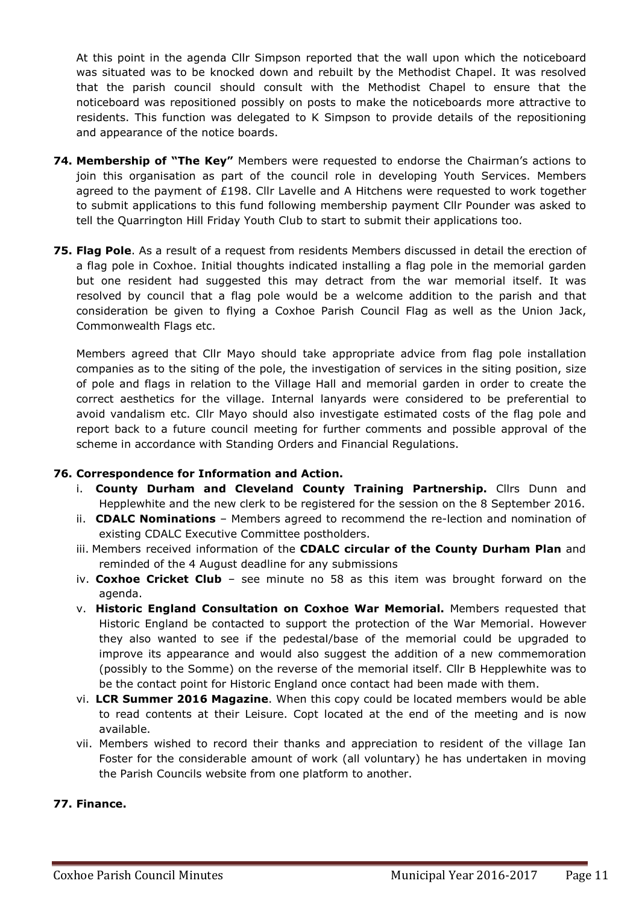At this point in the agenda Cllr Simpson reported that the wall upon which the noticeboard was situated was to be knocked down and rebuilt by the Methodist Chapel. It was resolved that the parish council should consult with the Methodist Chapel to ensure that the noticeboard was repositioned possibly on posts to make the noticeboards more attractive to residents. This function was delegated to K Simpson to provide details of the repositioning and appearance of the notice boards.

**74. Membership of "The Key"** Members were requested to endorse the Chairman's actions to join this organisation as part of the council role in developing Youth Services. Members agreed to the payment of £198. Cllr Lavelle and A Hitchens were requested to work together to submit applications to this fund following membership payment Cllr Pounder was asked to tell the Quarrington Hill Friday Youth Club to start to submit their applications too.

**75. Flag Pole**. As a result of a request from residents Members discussed in detail the erection of a flag pole in Coxhoe. Initial thoughts indicated installing a flag pole in the memorial garden but one resident had suggested this may detract from the war memorial itself. It was resolved by council that a flag pole would be a welcome addition to the parish and that consideration be given to flying a Coxhoe Parish Council Flag as well as the Union Jack, Commonwealth Flags etc.

Members agreed that Cllr Mayo should take appropriate advice from flag pole installation companies as to the siting of the pole, the investigation of services in the siting position, size of pole and flags in relation to the Village Hall and memorial garden in order to create the correct aesthetics for the village. Internal lanyards were considered to be preferential to avoid vandalism etc. Cllr Mayo should also investigate estimated costs of the flag pole and report back to a future council meeting for further comments and possible approval of the scheme in accordance with Standing Orders and Financial Regulations.

**76. Correspondence for Information and Action.**

i. **County Durham and Cleveland County Training Partnership.** Cllrs Dunn and Hepplewhite and the new clerk to be registered for the session on the 8 September 2016.

ii. **CDALC Nominations** – Members agreed to recommend the re-lection and nomination of existing CDALC Executive Committee postholders.

iii. Members received information of the **CDALC circular of the County Durham Plan** and reminded of the 4 August deadline for any submissions

iv. **Coxhoe Cricket Club** – see minute no 58 as this item was brought forward on the agenda.

v. **Historic England Consultation on Coxhoe War Memorial.** Members requested that Historic England be contacted to support the protection of the War Memorial. However they also wanted to see if the pedestal/base of the memorial could be upgraded to improve its appearance and would also suggest the addition of a new commemoration (possibly to the Somme) on the reverse of the memorial itself. Cllr B Hepplewhite was to be the contact point for Historic England once contact had been made with them.

vi. **LCR Summer 2016 Magazine**. When this copy could be located members would be able to read contents at their Leisure. Copt located at the end of the meeting and is now available.

vii. Members wished to record their thanks and appreciation to resident of the village Ian Foster for the considerable amount of work (all voluntary) he has undertaken in moving the Parish Councils website from one platform to another.

**77. Finance.**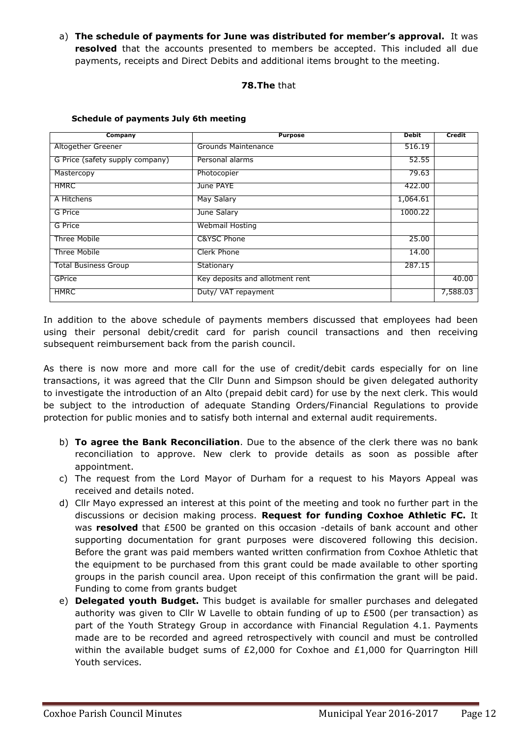a) **The schedule of payments for June was distributed for member's approval.** It was **resolved** that the accounts presented to members be accepted. This included all due payments, receipts and Direct Debits and additional items brought to the meeting.

**78.The** that

**Schedule of payments July 6th meeting**

| Company | Purpose | Debit | Credit |
|---|---|---|---|
| Altogether Greener | Grounds Maintenance | 516.19 | |
| G Price (safety supply company) | Personal alarms | 52.55 | |
| Mastercopy | Photocopier | 79.63 | |
| HMRC | June PAYE | 422.00 | |
| A Hitchens | May Salary | 1,064.61 | |
| G Price | June Salary | 1000.22 | |
| G Price | Webmail Hosting | | |
| Three Mobile | C&YSC Phone | 25.00 | |
| Three Mobile | Clerk Phone | 14.00 | |
| Total Business Group | Stationary | 287.15 | |
| GPrice | Key deposits and allotment rent | | 40.00 |
| HMRC | Duty/ VAT repayment | | 7,588.03 |

In addition to the above schedule of payments members discussed that employees had been using their personal debit/credit card for parish council transactions and then receiving subsequent reimbursement back from the parish council.

As there is now more and more call for the use of credit/debit cards especially for on line transactions, it was agreed that the Cllr Dunn and Simpson should be given delegated authority to investigate the introduction of an Alto (prepaid debit card) for use by the next clerk. This would be subject to the introduction of adequate Standing Orders/Financial Regulations to provide protection for public monies and to satisfy both internal and external audit requirements.

b) **To agree the Bank Reconciliation**. Due to the absence of the clerk there was no bank reconciliation to approve. New clerk to provide details as soon as possible after appointment.
c) The request from the Lord Mayor of Durham for a request to his Mayors Appeal was received and details noted.
d) Cllr Mayo expressed an interest at this point of the meeting and took no further part in the discussions or decision making process. **Request for funding Coxhoe Athletic FC.** It was **resolved** that £500 be granted on this occasion -details of bank account and other supporting documentation for grant purposes were discovered following this decision. Before the grant was paid members wanted written confirmation from Coxhoe Athletic that the equipment to be purchased from this grant could be made available to other sporting groups in the parish council area. Upon receipt of this confirmation the grant will be paid. Funding to come from grants budget
e) **Delegated youth Budget.** This budget is available for smaller purchases and delegated authority was given to Cllr W Lavelle to obtain funding of up to £500 (per transaction) as part of the Youth Strategy Group in accordance with Financial Regulation 4.1. Payments made are to be recorded and agreed retrospectively with council and must be controlled within the available budget sums of £2,000 for Coxhoe and £1,000 for Quarrington Hill Youth services.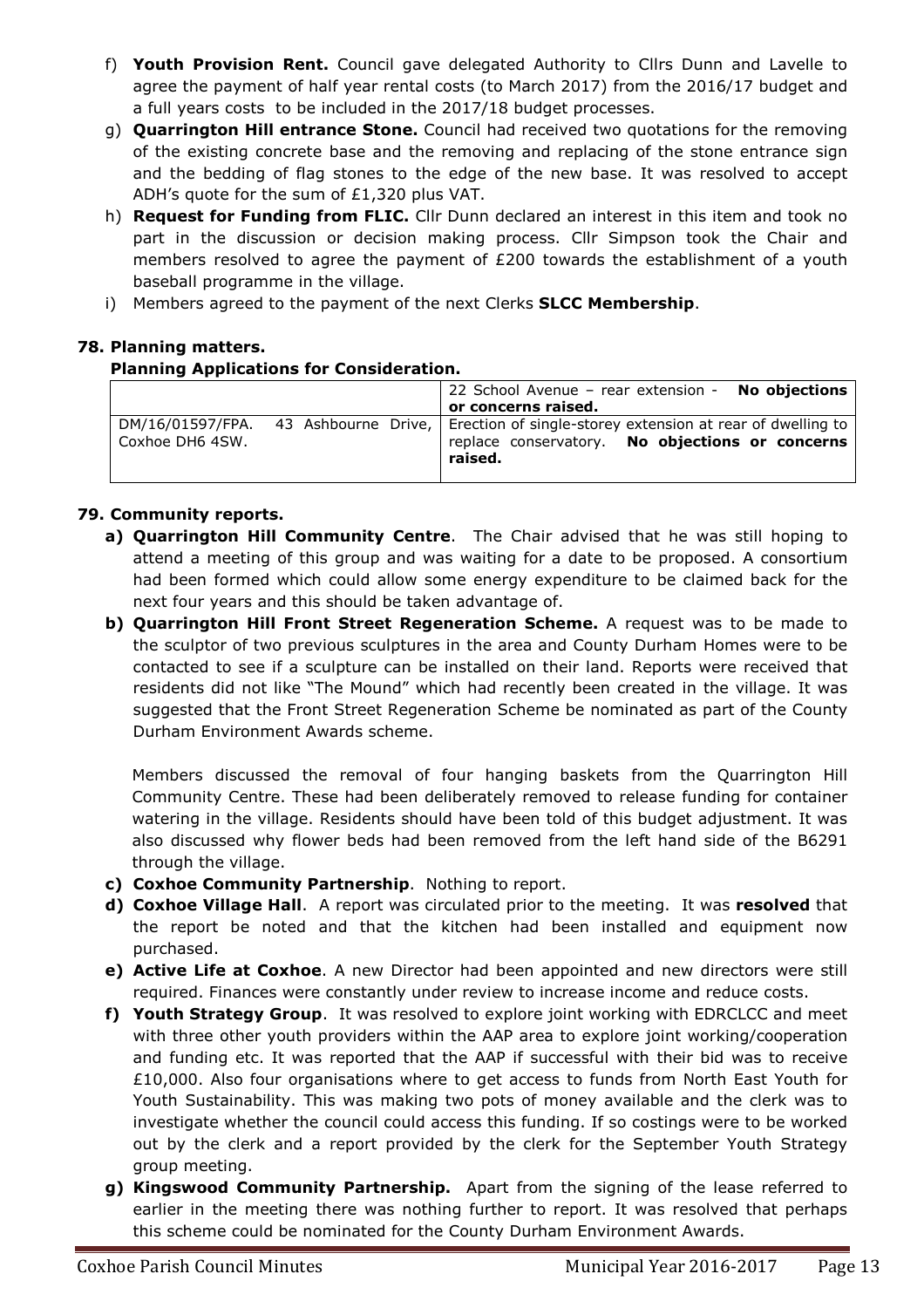f) **Youth Provision Rent.** Council gave delegated Authority to Cllrs Dunn and Lavelle to agree the payment of half year rental costs (to March 2017) from the 2016/17 budget and a full years costs to be included in the 2017/18 budget processes.

g) **Quarrington Hill entrance Stone.** Council had received two quotations for the removing of the existing concrete base and the removing and replacing of the stone entrance sign and the bedding of flag stones to the edge of the new base. It was resolved to accept ADH's quote for the sum of £1,320 plus VAT.

h) **Request for Funding from FLIC.** Cllr Dunn declared an interest in this item and took no part in the discussion or decision making process. Cllr Simpson took the Chair and members resolved to agree the payment of £200 towards the establishment of a youth baseball programme in the village.

i) Members agreed to the payment of the next Clerks **SLCC Membership**.

### 78. Planning matters.

**Planning Applications for Consideration.**

| | |
|---|---|
| | 22 School Avenue – rear extension - **No objections or concerns raised.** |
| DM/16/01597/FPA. 43 Ashbourne Drive, Coxhoe DH6 4SW. | Erection of single-storey extension at rear of dwelling to replace conservatory. **No objections or concerns raised.** |

### 79. Community reports.

**a) Quarrington Hill Community Centre**. The Chair advised that he was still hoping to attend a meeting of this group and was waiting for a date to be proposed. A consortium had been formed which could allow some energy expenditure to be claimed back for the next four years and this should be taken advantage of.

**b) Quarrington Hill Front Street Regeneration Scheme.** A request was to be made to the sculptor of two previous sculptures in the area and County Durham Homes were to be contacted to see if a sculpture can be installed on their land. Reports were received that residents did not like "The Mound" which had recently been created in the village. It was suggested that the Front Street Regeneration Scheme be nominated as part of the County Durham Environment Awards scheme.

Members discussed the removal of four hanging baskets from the Quarrington Hill Community Centre. These had been deliberately removed to release funding for container watering in the village. Residents should have been told of this budget adjustment. It was also discussed why flower beds had been removed from the left hand side of the B6291 through the village.

**c) Coxhoe Community Partnership**. Nothing to report.

**d) Coxhoe Village Hall**. A report was circulated prior to the meeting. It was **resolved** that the report be noted and that the kitchen had been installed and equipment now purchased.

**e) Active Life at Coxhoe**. A new Director had been appointed and new directors were still required. Finances were constantly under review to increase income and reduce costs.

**f) Youth Strategy Group**. It was resolved to explore joint working with EDRCLCC and meet with three other youth providers within the AAP area to explore joint working/cooperation and funding etc. It was reported that the AAP if successful with their bid was to receive £10,000. Also four organisations where to get access to funds from North East Youth for Youth Sustainability. This was making two pots of money available and the clerk was to investigate whether the council could access this funding. If so costings were to be worked out by the clerk and a report provided by the clerk for the September Youth Strategy group meeting.

**g) Kingswood Community Partnership.** Apart from the signing of the lease referred to earlier in the meeting there was nothing further to report. It was resolved that perhaps this scheme could be nominated for the County Durham Environment Awards.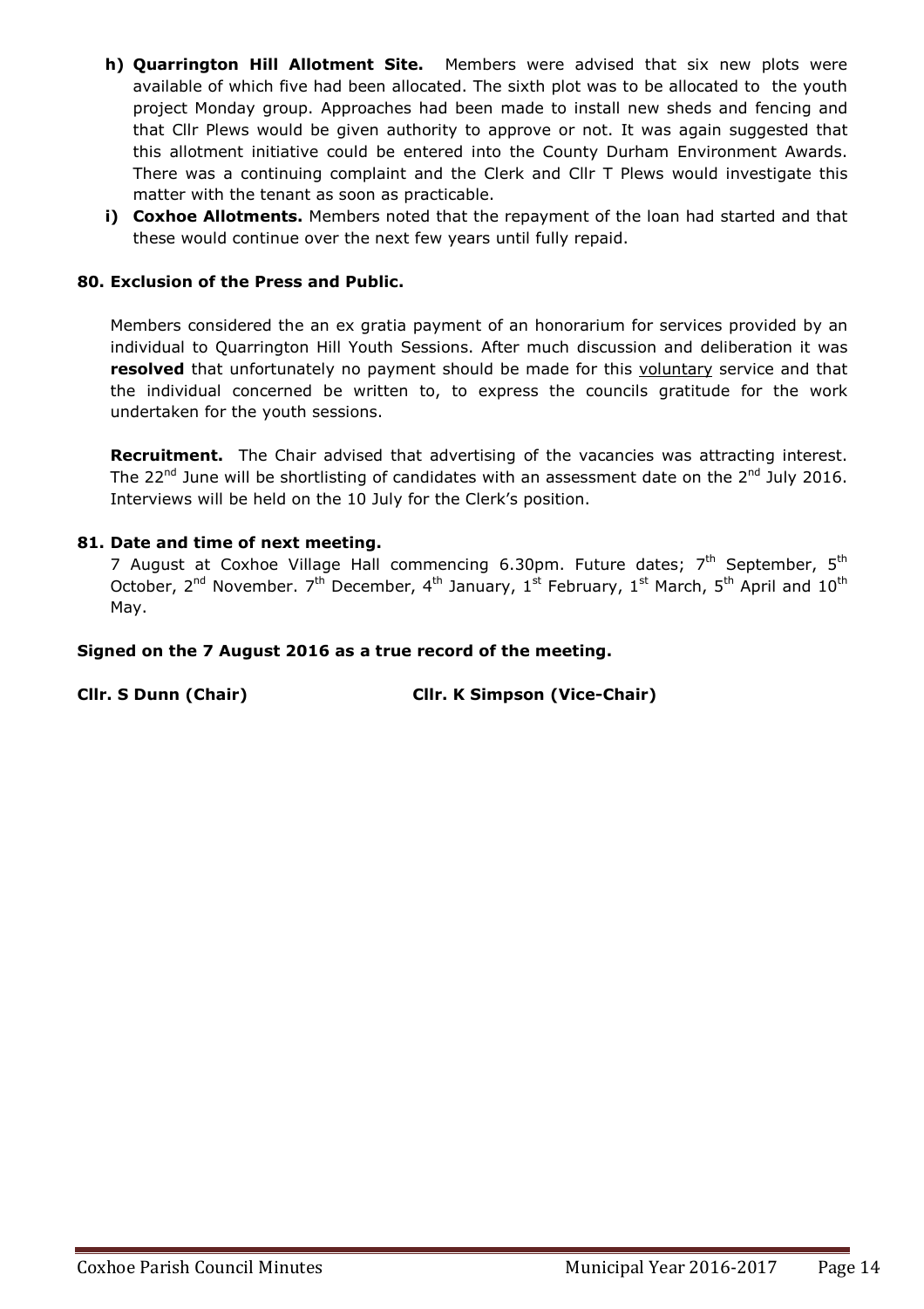**h) Quarrington Hill Allotment Site.** Members were advised that six new plots were available of which five had been allocated. The sixth plot was to be allocated to the youth project Monday group. Approaches had been made to install new sheds and fencing and that Cllr Plews would be given authority to approve or not. It was again suggested that this allotment initiative could be entered into the County Durham Environment Awards. There was a continuing complaint and the Clerk and Cllr T Plews would investigate this matter with the tenant as soon as practicable.

**i) Coxhoe Allotments.** Members noted that the repayment of the loan had started and that these would continue over the next few years until fully repaid.

### 80. Exclusion of the Press and Public.

Members considered the an ex gratia payment of an honorarium for services provided by an individual to Quarrington Hill Youth Sessions. After much discussion and deliberation it was **resolved** that unfortunately no payment should be made for this voluntary service and that the individual concerned be written to, to express the councils gratitude for the work undertaken for the youth sessions.

**Recruitment.** The Chair advised that advertising of the vacancies was attracting interest. The 22nd June will be shortlisting of candidates with an assessment date on the 2nd July 2016. Interviews will be held on the 10 July for the Clerk's position.

### 81. Date and time of next meeting.

7 August at Coxhoe Village Hall commencing 6.30pm. Future dates; 7th September, 5th October, 2nd November. 7th December, 4th January, 1st February, 1st March, 5th April and 10th May.

**Signed on the 7 August 2016 as a true record of the meeting.**

**Cllr. S Dunn (Chair)** **Cllr. K Simpson (Vice-Chair)**